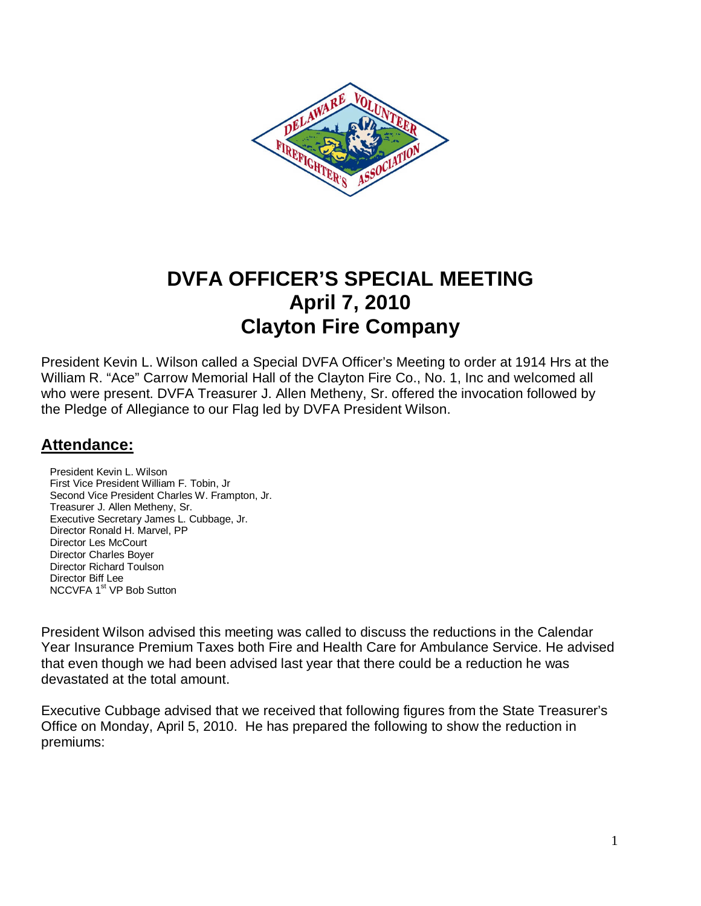# DVFA OFFICER'S SPECIAL MEETING
# April 7, 2010
# Clayton Fire Company

President Kevin L. Wilson called a Special DVFA Officer's Meeting to order at 1914 Hrs at the William R. "Ace" Carrow Memorial Hall of the Clayton Fire Co., No. 1, Inc and welcomed all who were present. DVFA Treasurer J. Allen Metheny, Sr. offered the invocation followed by the Pledge of Allegiance to our Flag led by DVFA President Wilson.

## Attendance:

President Kevin L. Wilson
First Vice President William F. Tobin, Jr
Second Vice President Charles W. Frampton, Jr.
Treasurer J. Allen Metheny, Sr.
Executive Secretary James L. Cubbage, Jr.
Director Ronald H. Marvel, PP
Director Les McCourt
Director Charles Boyer
Director Richard Toulson
Director Biff Lee
NCCVFA 1st VP Bob Sutton

President Wilson advised this meeting was called to discuss the reductions in the Calendar Year Insurance Premium Taxes both Fire and Health Care for Ambulance Service. He advised that even though we had been advised last year that there could be a reduction he was devastated at the total amount.

Executive Cubbage advised that we received that following figures from the State Treasurer's Office on Monday, April 5, 2010. He has prepared the following to show the reduction in premiums: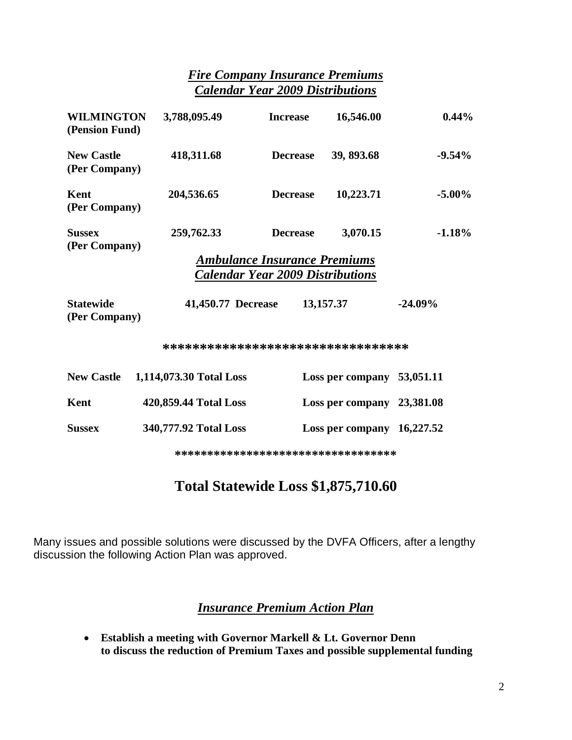## *Fire Company Insurance Premiums*
## *Calendar Year 2009 Distributions*

| | | | | |
|---|---|---|---|---|
| **WILMINGTON (Pension Fund)** | **3,788,095.49** | **Increase** | **16,546.00** | **0.44%** |
| **New Castle (Per Company)** | **418,311.68** | **Decrease** | **39, 893.68** | **-9.54%** |
| **Kent (Per Company)** | **204,536.65** | **Decrease** | **10,223.71** | **-5.00%** |
| **Sussex (Per Company)** | **259,762.33** | **Decrease** | **3,070.15** | **-1.18%** |

## *Ambulance Insurance Premiums*
## *Calendar Year 2009 Distributions*

| | | | | |
|---|---|---|---|---|
| **Statewide (Per Company)** | **41,450.77** | **Decrease** | **13,157.37** | **-24.09%** |

**********************************

| | | |
|---|---|---|
| **New Castle** | **1,114,073.30 Total Loss** | **Loss per company 53,051.11** |
| **Kent** | **420,859.44 Total Loss** | **Loss per company 23,381.08** |
| **Sussex** | **340,777.92 Total Loss** | **Loss per company 16,227.52** |

**********************************

# Total Statewide Loss $1,875,710.60

Many issues and possible solutions were discussed by the DVFA Officers, after a lengthy discussion the following Action Plan was approved.

## *Insurance Premium Action Plan*

- **Establish a meeting with Governor Markell & Lt. Governor Denn to discuss the reduction of Premium Taxes and possible supplemental funding**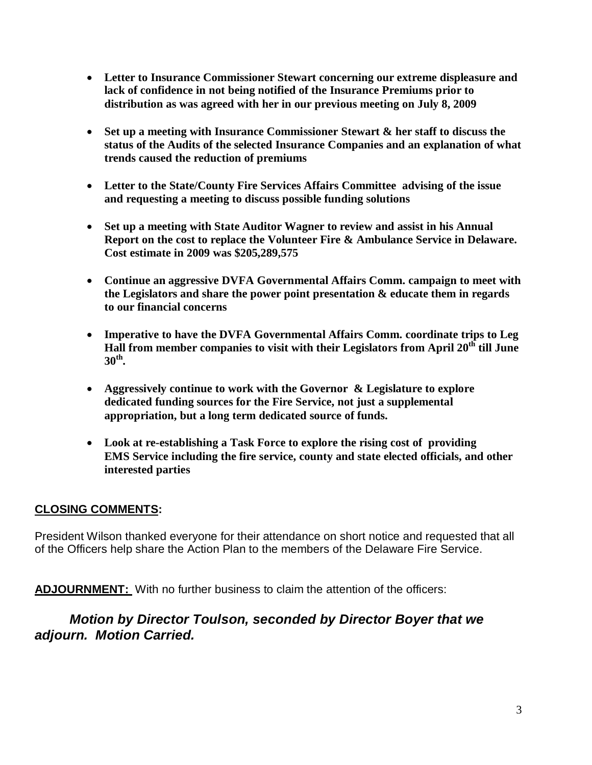- **Letter to Insurance Commissioner Stewart concerning our extreme displeasure and lack of confidence in not being notified of the Insurance Premiums prior to distribution as was agreed with her in our previous meeting on July 8, 2009**

- **Set up a meeting with Insurance Commissioner Stewart & her staff to discuss the status of the Audits of the selected Insurance Companies and an explanation of what trends caused the reduction of premiums**

- **Letter to the State/County Fire Services Affairs Committee advising of the issue and requesting a meeting to discuss possible funding solutions**

- **Set up a meeting with State Auditor Wagner to review and assist in his Annual Report on the cost to replace the Volunteer Fire & Ambulance Service in Delaware. Cost estimate in 2009 was $205,289,575**

- **Continue an aggressive DVFA Governmental Affairs Comm. campaign to meet with the Legislators and share the power point presentation & educate them in regards to our financial concerns**

- **Imperative to have the DVFA Governmental Affairs Comm. coordinate trips to Leg Hall from member companies to visit with their Legislators from April 20th till June 30th.**

- **Aggressively continue to work with the Governor & Legislature to explore dedicated funding sources for the Fire Service, not just a supplemental appropriation, but a long term dedicated source of funds.**

- **Look at re-establishing a Task Force to explore the rising cost of providing EMS Service including the fire service, county and state elected officials, and other interested parties**

**CLOSING COMMENTS:**

President Wilson thanked everyone for their attendance on short notice and requested that all of the Officers help share the Action Plan to the members of the Delaware Fire Service.

**ADJOURNMENT:** With no further business to claim the attention of the officers:

***Motion by Director Toulson, seconded by Director Boyer that we adjourn. Motion Carried.***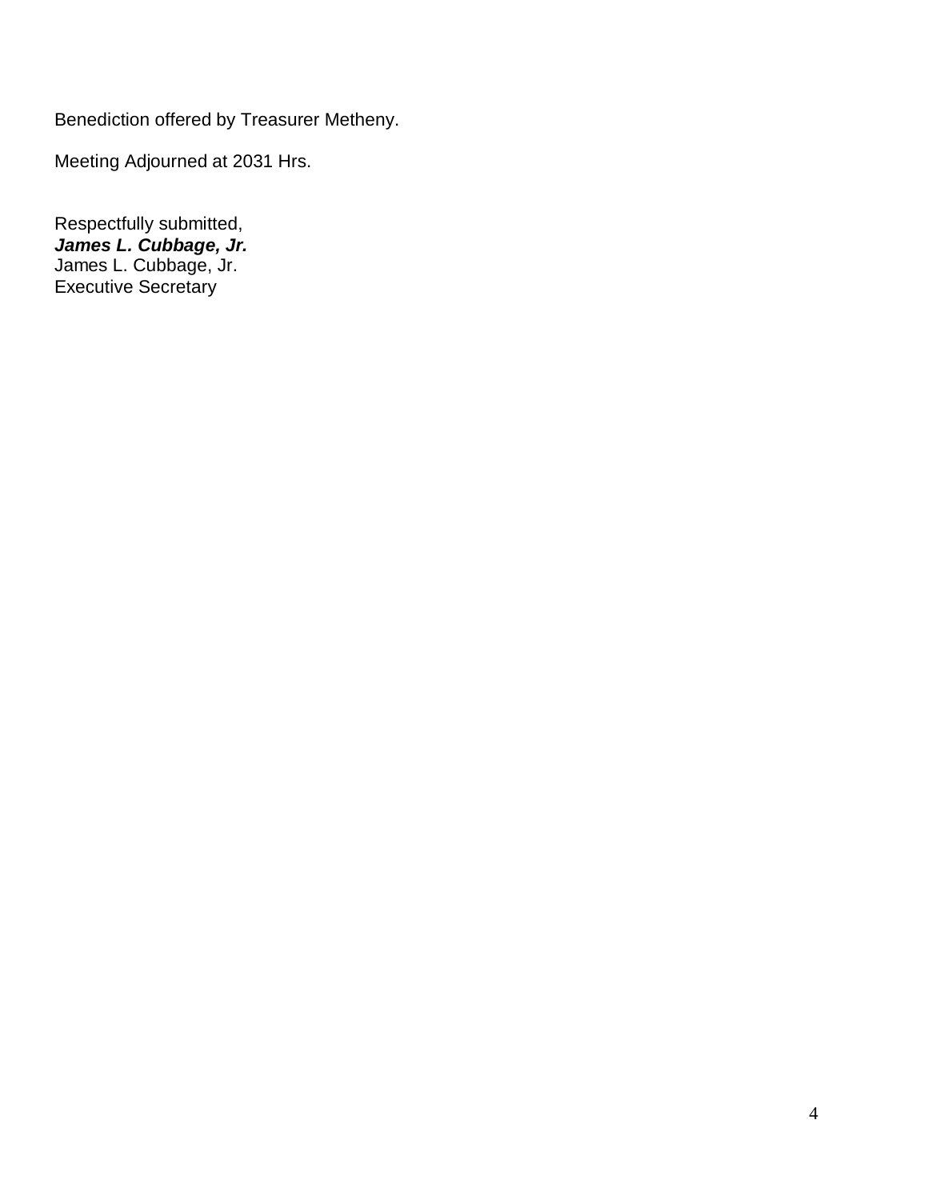Benediction offered by Treasurer Metheny.

Meeting Adjourned at 2031 Hrs.

Respectfully submitted,
***James L. Cubbage, Jr.***
James L. Cubbage, Jr.
Executive Secretary